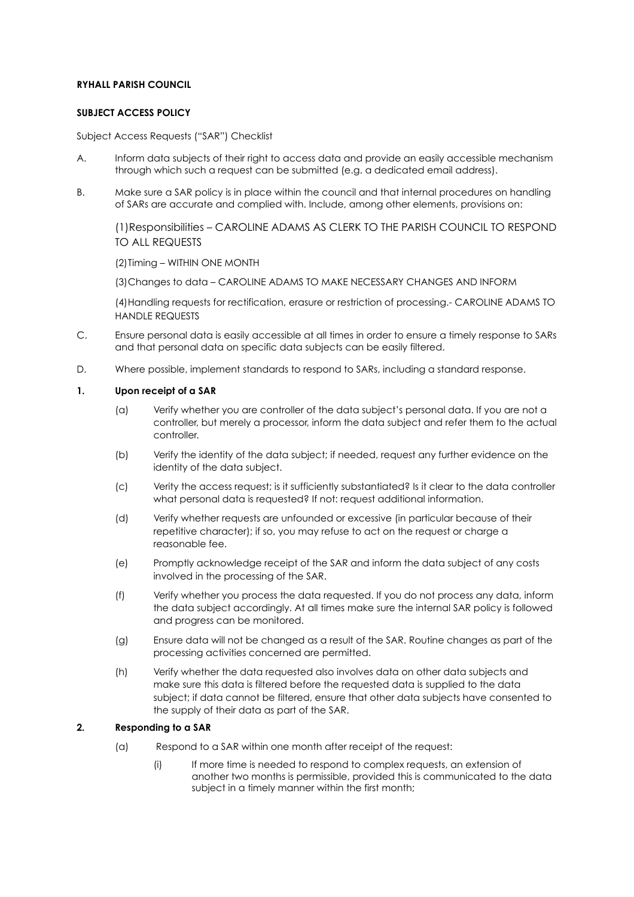**RYHALL PARISH COUNCIL**

**SUBJECT ACCESS POLICY**

Subject Access Requests ("SAR") Checklist

A. Inform data subjects of their right to access data and provide an easily accessible mechanism through which such a request can be submitted (e.g. a dedicated email address).

B. Make sure a SAR policy is in place within the council and that internal procedures on handling of SARs are accurate and complied with. Include, among other elements, provisions on:

   (1) Responsibilities – CAROLINE ADAMS AS CLERK TO THE PARISH COUNCIL TO RESPOND TO ALL REQUESTS

   (2) Timing – WITHIN ONE MONTH

   (3) Changes to data – CAROLINE ADAMS TO MAKE NECESSARY CHANGES AND INFORM

   (4) Handling requests for rectification, erasure or restriction of processing.- CAROLINE ADAMS TO HANDLE REQUESTS

C. Ensure personal data is easily accessible at all times in order to ensure a timely response to SARs and that personal data on specific data subjects can be easily filtered.

D. Where possible, implement standards to respond to SARs, including a standard response.

**1. Upon receipt of a SAR**

   (a) Verify whether you are controller of the data subject's personal data. If you are not a controller, but merely a processor, inform the data subject and refer them to the actual controller.

   (b) Verify the identity of the data subject; if needed, request any further evidence on the identity of the data subject.

   (c) Verity the access request; is it sufficiently substantiated? Is it clear to the data controller what personal data is requested? If not: request additional information.

   (d) Verify whether requests are unfounded or excessive (in particular because of their repetitive character); if so, you may refuse to act on the request or charge a reasonable fee.

   (e) Promptly acknowledge receipt of the SAR and inform the data subject of any costs involved in the processing of the SAR.

   (f) Verify whether you process the data requested. If you do not process any data, inform the data subject accordingly. At all times make sure the internal SAR policy is followed and progress can be monitored.

   (g) Ensure data will not be changed as a result of the SAR. Routine changes as part of the processing activities concerned are permitted.

   (h) Verify whether the data requested also involves data on other data subjects and make sure this data is filtered before the requested data is supplied to the data subject; if data cannot be filtered, ensure that other data subjects have consented to the supply of their data as part of the SAR.

**2. Responding to a SAR**

   (a) Respond to a SAR within one month after receipt of the request:

      (i) If more time is needed to respond to complex requests, an extension of another two months is permissible, provided this is communicated to the data subject in a timely manner within the first month;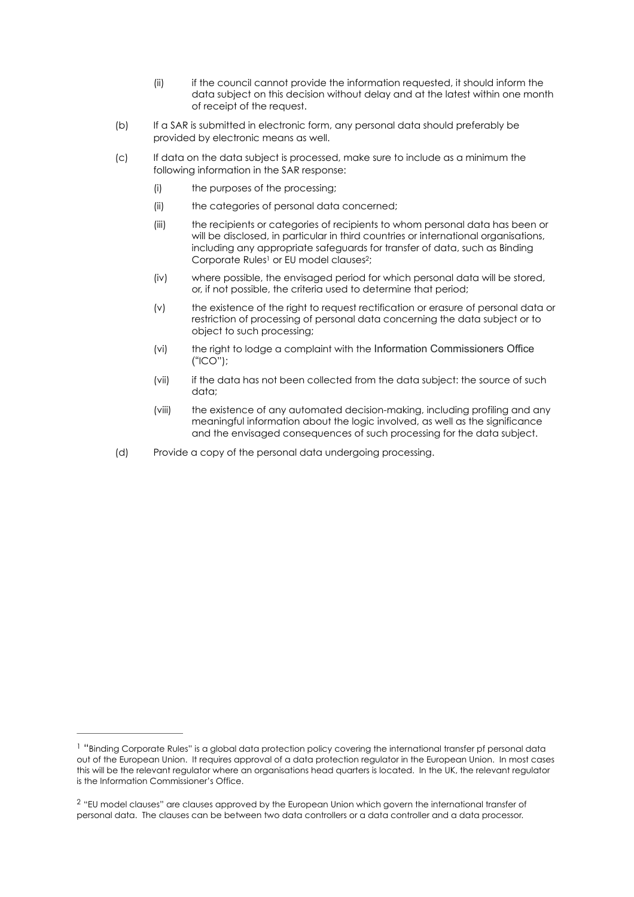(ii) if the council cannot provide the information requested, it should inform the data subject on this decision without delay and at the latest within one month of receipt of the request.

(b) If a SAR is submitted in electronic form, any personal data should preferably be provided by electronic means as well.

(c) If data on the data subject is processed, make sure to include as a minimum the following information in the SAR response:

(i) the purposes of the processing;

(ii) the categories of personal data concerned;

(iii) the recipients or categories of recipients to whom personal data has been or will be disclosed, in particular in third countries or international organisations, including any appropriate safeguards for transfer of data, such as Binding Corporate Rules[1] or EU model clauses[2];

(iv) where possible, the envisaged period for which personal data will be stored, or, if not possible, the criteria used to determine that period;

(v) the existence of the right to request rectification or erasure of personal data or restriction of processing of personal data concerning the data subject or to object to such processing;

(vi) the right to lodge a complaint with the Information Commissioners Office ("ICO");

(vii) if the data has not been collected from the data subject: the source of such data;

(viii) the existence of any automated decision-making, including profiling and any meaningful information about the logic involved, as well as the significance and the envisaged consequences of such processing for the data subject.

(d) Provide a copy of the personal data undergoing processing.

---

[1] "Binding Corporate Rules" is a global data protection policy covering the international transfer pf personal data out of the European Union. It requires approval of a data protection regulator in the European Union. In most cases this will be the relevant regulator where an organisations head quarters is located. In the UK, the relevant regulator is the Information Commissioner's Office.

[2] "EU model clauses" are clauses approved by the European Union which govern the international transfer of personal data. The clauses can be between two data controllers or a data controller and a data processor.